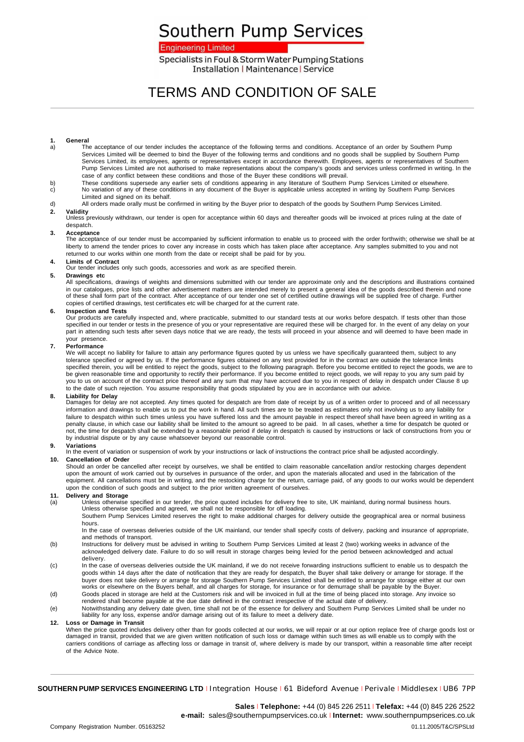# Southern Pump Services

Engineering Limited

Specialists in Foul & Storm Water Pumping Stations
Installation | Maintenance | Service

# TERMS AND CONDITION OF SALE

**1. General**

a) The acceptance of our tender includes the acceptance of the following terms and conditions. Acceptance of an order by Southern Pump Services Limited will be deemed to bind the Buyer of the following terms and conditions and no goods shall be supplied by Southern Pump Services Limited, its employees, agents or representatives except in accordance therewith. Employees, agents or representatives of Southern Pump Services Limited are not authorised to make representations about the company's goods and services unless confirmed in writing. In the case of any conflict between these conditions and those of the Buyer these conditions will prevail.

b) These conditions supersede any earlier sets of conditions appearing in any literature of Southern Pump Services Limited or elsewhere.

c) No variation of any of these conditions in any document of the Buyer is applicable unless accepted in writing by Southern Pump Services Limited and signed on its behalf.

d) All orders made orally must be confirmed in writing by the Buyer prior to despatch of the goods by Southern Pump Services Limited.

**2. Validity**

Unless previously withdrawn, our tender is open for acceptance within 60 days and thereafter goods will be invoiced at prices ruling at the date of despatch.

**3. Acceptance**

The acceptance of our tender must be accompanied by sufficient information to enable us to proceed with the order forthwith; otherwise we shall be at liberty to amend the tender prices to cover any increase in costs which has taken place after acceptance. Any samples submitted to you and not returned to our works within one month from the date or receipt shall be paid for by you.

**4. Limits of Contract**

Our tender includes only such goods, accessories and work as are specified therein.

**5. Drawings etc**

All specifications, drawings of weights and dimensions submitted with our tender are approximate only and the descriptions and illustrations contained in our catalogues, price lists and other advertisement matters are intended merely to present a general idea of the goods described therein and none of these shall form part of the contract. After acceptance of our tender one set of certified outline drawings will be supplied free of charge. Further copies of certified drawings, test certificates etc will be charged for at the current rate.

**6. Inspection and Tests**

Our products are carefully inspected and, where practicable, submitted to our standard tests at our works before despatch. If tests other than those specified in our tender or tests in the presence of you or your representative are required these will be charged for. In the event of any delay on your part in attending such tests after seven days notice that we are ready, the tests will proceed in your absence and will deemed to have been made in your presence.

**7. Performance**

We will accept no liability for failure to attain any performance figures quoted by us unless we have specifically guaranteed them, subject to any tolerance specified or agreed by us. If the performance figures obtained on any test provided for in the contract are outside the tolerance limits specified therein, you will be entitled to reject the goods, subject to the following paragraph. Before you become entitled to reject the goods, we are to be given reasonable time and opportunity to rectify their performance. If you become entitled to reject goods, we will repay to you any sum paid by you to us on account of the contract price thereof and any sum that may have accrued due to you in respect of delay in despatch under Clause 8 up to the date of such rejection. You assume responsibility that goods stipulated by you are in accordance with our advice.

**8. Liability for Delay**

Damages for delay are not accepted. Any times quoted for despatch are from date of receipt by us of a written order to proceed and of all necessary information and drawings to enable us to put the work in hand. All such times are to be treated as estimates only not involving us to any liability for failure to despatch within such times unless you have suffered loss and the amount payable in respect thereof shall have been agreed in writing as a penalty clause, in which case our liability shall be limited to the amount so agreed to be paid. In all cases, whether a time for despatch be quoted or not, the time for despatch shall be extended by a reasonable period if delay in despatch is caused by instructions or lack of constructions from you or by industrial dispute or by any cause whatsoever beyond our reasonable control.

**9. Variations**

In the event of variation or suspension of work by your instructions or lack of instructions the contract price shall be adjusted accordingly.

**10. Cancellation of Order**

Should an order be cancelled after receipt by ourselves, we shall be entitled to claim reasonable cancellation and/or restocking charges dependent upon the amount of work carried out by ourselves in pursuance of the order, and upon the materials allocated and used in the fabrication of the equipment. All cancellations must be in writing, and the restocking charge for the return, carriage paid, of any goods to our works would be dependent upon the condition of such goods and subject to the prior written agreement of ourselves.

**11. Delivery and Storage**

(a) Unless otherwise specified in our tender, the price quoted includes for delivery free to site, UK mainland, during normal business hours. Unless otherwise specified and agreed, we shall not be responsible for off loading.
Southern Pump Services Limited reserves the right to make additional charges for delivery outside the geographical area or normal business hours.
In the case of overseas deliveries outside of the UK mainland, our tender shall specify costs of delivery, packing and insurance of appropriate, and methods of transport.

(b) Instructions for delivery must be advised in writing to Southern Pump Services Limited at least 2 (two) working weeks in advance of the acknowledged delivery date. Failure to do so will result in storage charges being levied for the period between acknowledged and actual delivery.

(c) In the case of overseas deliveries outside the UK mainland, if we do not receive forwarding instructions sufficient to enable us to despatch the goods within 14 days after the date of notification that they are ready for despatch, the Buyer shall take delivery or arrange for storage. If the buyer does not take delivery or arrange for storage Southern Pump Services Limited shall be entitled to arrange for storage either at our own works or elsewhere on the Buyers behalf, and all charges for storage, for insurance or for demurrage shall be payable by the Buyer.

(d) Goods placed in storage are held at the Customers risk and will be invoiced in full at the time of being placed into storage. Any invoice so rendered shall become payable at the due date defined in the contract irrespective of the actual date of delivery.

(e) Notwithstanding any delivery date given, time shall not be of the essence for delivery and Southern Pump Services Limited shall be under no liability for any loss, expense and/or damage arising out of its failure to meet a delivery date.

**12. Loss or Damage in Transit**

When the price quoted includes delivery other than for goods collected at our works, we will repair or at our option replace free of charge goods lost or damaged in transit, provided that we are given written notification of such loss or damage within such times as will enable us to comply with the carriers conditions of carriage as affecting loss or damage in transit of, where delivery is made by our transport, within a reasonable time after receipt of the Advice Note.

**SOUTHERN PUMP SERVICES ENGINEERING LTD** | Integration House | 61 Bideford Avenue | Perivale | Middlesex | UB6 7PP

**Sales** | **Telephone:** +44 (0) 845 226 2511 | **Telefax:** +44 (0) 845 226 2522
**e-mail:** sales@southernpumpservices.co.uk | **Internet:** www.southernpumpserices.co.uk

Company Registration Number. 05163252 01.11.2005/T&C/SPSLtd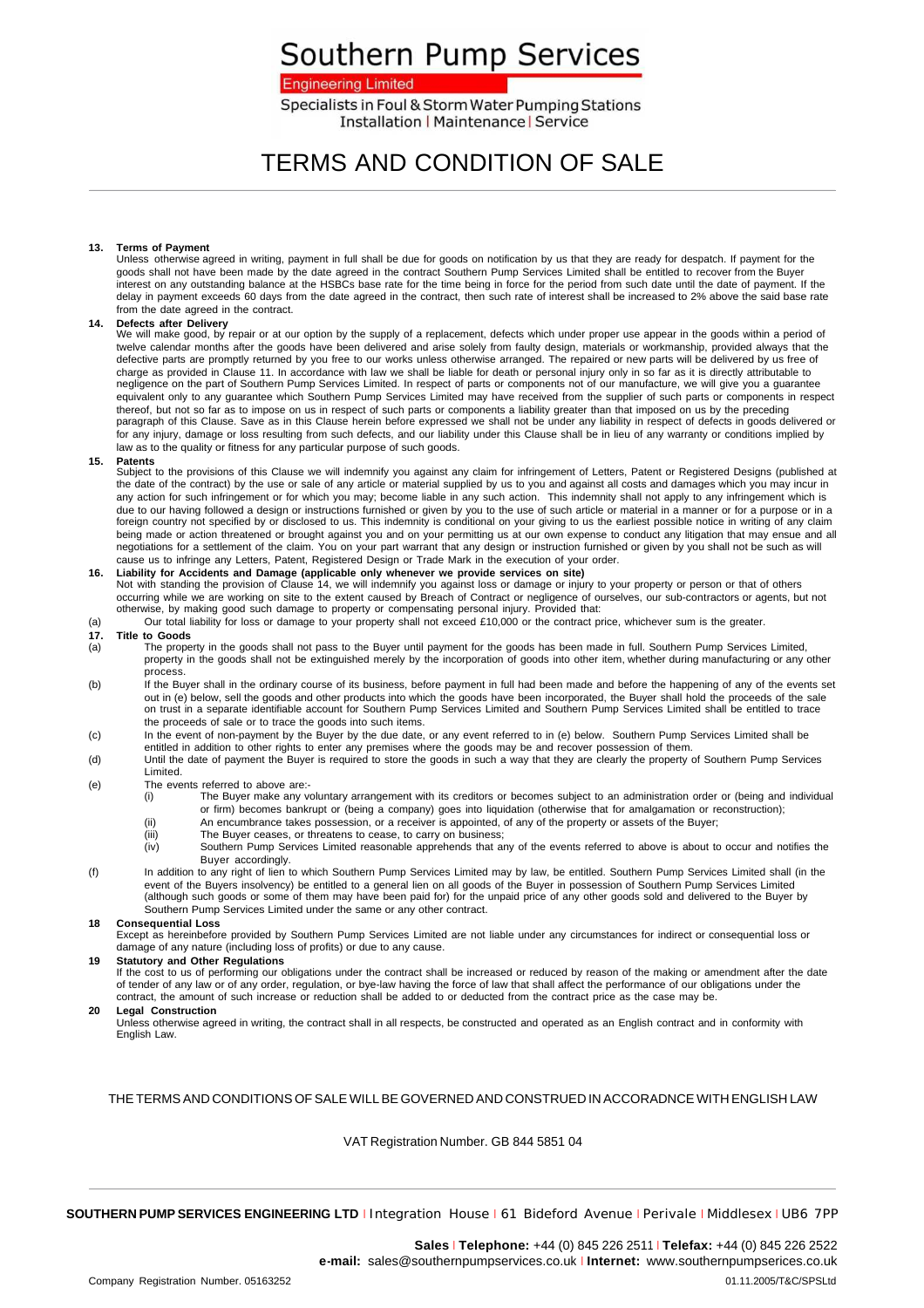# Southern Pump Services

Engineering Limited

Specialists in Foul & Storm Water Pumping Stations
Installation | Maintenance | Service

# TERMS AND CONDITION OF SALE

**13. Terms of Payment**
Unless otherwise agreed in writing, payment in full shall be due for goods on notification by us that they are ready for despatch. If payment for the goods shall not have been made by the date agreed in the contract Southern Pump Services Limited shall be entitled to recover from the Buyer interest on any outstanding balance at the HSBCs base rate for the time being in force for the period from such date until the date of payment. If the delay in payment exceeds 60 days from the date agreed in the contract, then such rate of interest shall be increased to 2% above the said base rate from the date agreed in the contract.

**14. Defects after Delivery**
We will make good, by repair or at our option by the supply of a replacement, defects which under proper use appear in the goods within a period of twelve calendar months after the goods have been delivered and arise solely from faulty design, materials or workmanship, provided always that the defective parts are promptly returned by you free to our works unless otherwise arranged. The repaired or new parts will be delivered by us free of charge as provided in Clause 11. In accordance with law we shall be liable for death or personal injury only in so far as it is directly attributable to negligence on the part of Southern Pump Services Limited. In respect of parts or components not of our manufacture, we will give you a guarantee equivalent only to any guarantee which Southern Pump Services Limited may have received from the supplier of such parts or components in respect thereof, but not so far as to impose on us in respect of such parts or components a liability greater than that imposed on us by the preceding paragraph of this Clause. Save as in this Clause herein before expressed we shall not be under any liability in respect of defects in goods delivered or for any injury, damage or loss resulting from such defects, and our liability under this Clause shall be in lieu of any warranty or conditions implied by law as to the quality or fitness for any particular purpose of such goods.

**15. Patents**
Subject to the provisions of this Clause we will indemnify you against any claim for infringement of Letters, Patent or Registered Designs (published at the date of the contract) by the use or sale of any article or material supplied by us to you and against all costs and damages which you may incur in any action for such infringement or for which you may; become liable in any such action. This indemnity shall not apply to any infringement which is due to our having followed a design or instructions furnished or given by you to the use of such article or material in a manner or for a purpose or in a foreign country not specified by or disclosed to us. This indemnity is conditional on your giving to us the earliest possible notice in writing of any claim being made or action threatened or brought against you and on your permitting us at our own expense to conduct any litigation that may ensue and all negotiations for a settlement of the claim. You on your part warrant that any design or instruction furnished or given by you shall not be such as will cause us to infringe any Letters, Patent, Registered Design or Trade Mark in the execution of your order.

**16. Liability for Accidents and Damage (applicable only whenever we provide services on site)**
Not with standing the provision of Clause 14, we will indemnify you against loss or damage or injury to your property or person or that of others occurring while we are working on site to the extent caused by Breach of Contract or negligence of ourselves, our sub-contractors or agents, but not otherwise, by making good such damage to property or compensating personal injury. Provided that:

(a) Our total liability for loss or damage to your property shall not exceed £10,000 or the contract price, whichever sum is the greater.

**17. Title to Goods**

(a) The property in the goods shall not pass to the Buyer until payment for the goods has been made in full. Southern Pump Services Limited, property in the goods shall not be extinguished merely by the incorporation of goods into other item, whether during manufacturing or any other process.

(b) If the Buyer shall in the ordinary course of its business, before payment in full had been made and before the happening of any of the events set out in (e) below, sell the goods and other products into which the goods have been incorporated, the Buyer shall hold the proceeds of the sale on trust in a separate identifiable account for Southern Pump Services Limited and Southern Pump Services Limited shall be entitled to trace the proceeds of sale or to trace the goods into such items.

(c) In the event of non-payment by the Buyer by the due date, or any event referred to in (e) below. Southern Pump Services Limited shall be entitled in addition to other rights to enter any premises where the goods may be and recover possession of them.

(d) Until the date of payment the Buyer is required to store the goods in such a way that they are clearly the property of Southern Pump Services Limited.

(e) The events referred to above are:-

- (i) The Buyer make any voluntary arrangement with its creditors or becomes subject to an administration order or (being and individual or firm) becomes bankrupt or (being a company) goes into liquidation (otherwise that for amalgamation or reconstruction);
- (ii) An encumbrance takes possession, or a receiver is appointed, of any of the property or assets of the Buyer;
- (iii) The Buyer ceases, or threatens to cease, to carry on business;
- (iv) Southern Pump Services Limited reasonable apprehends that any of the events referred to above is about to occur and notifies the Buyer accordingly.

(f) In addition to any right of lien to which Southern Pump Services Limited may by law, be entitled. Southern Pump Services Limited shall (in the event of the Buyers insolvency) be entitled to a general lien on all goods of the Buyer in possession of Southern Pump Services Limited (although such goods or some of them may have been paid for) for the unpaid price of any other goods sold and delivered to the Buyer by Southern Pump Services Limited under the same or any other contract.

**18 Consequential Loss**
Except as hereinbefore provided by Southern Pump Services Limited are not liable under any circumstances for indirect or consequential loss or damage of any nature (including loss of profits) or due to any cause.

**19 Statutory and Other Regulations**
If the cost to us of performing our obligations under the contract shall be increased or reduced by reason of the making or amendment after the date of tender of any law or of any order, regulation, or bye-law having the force of law that shall affect the performance of our obligations under the contract, the amount of such increase or reduction shall be added to or deducted from the contract price as the case may be.

**20 Legal Construction**
Unless otherwise agreed in writing, the contract shall in all respects, be constructed and operated as an English contract and in conformity with English Law.

THE TERMS AND CONDITIONS OF SALE WILL BE GOVERNED AND CONSTRUED IN ACCORADNCE WITH ENGLISH LAW

VAT Registration Number. GB 844 5851 04

**SOUTHERN PUMP SERVICES ENGINEERING LTD** | Integration House | 61 Bideford Avenue | Perivale | Middlesex | UB6 7PP

**Sales** | **Telephone:** +44 (0) 845 226 2511 | **Telefax:** +44 (0) 845 226 2522
**e-mail:** sales@southernpumpservices.co.uk | **Internet:** www.southernpumpserices.co.uk

Company Registration Number. 05163252

01.11.2005/T&C/SPSLtd